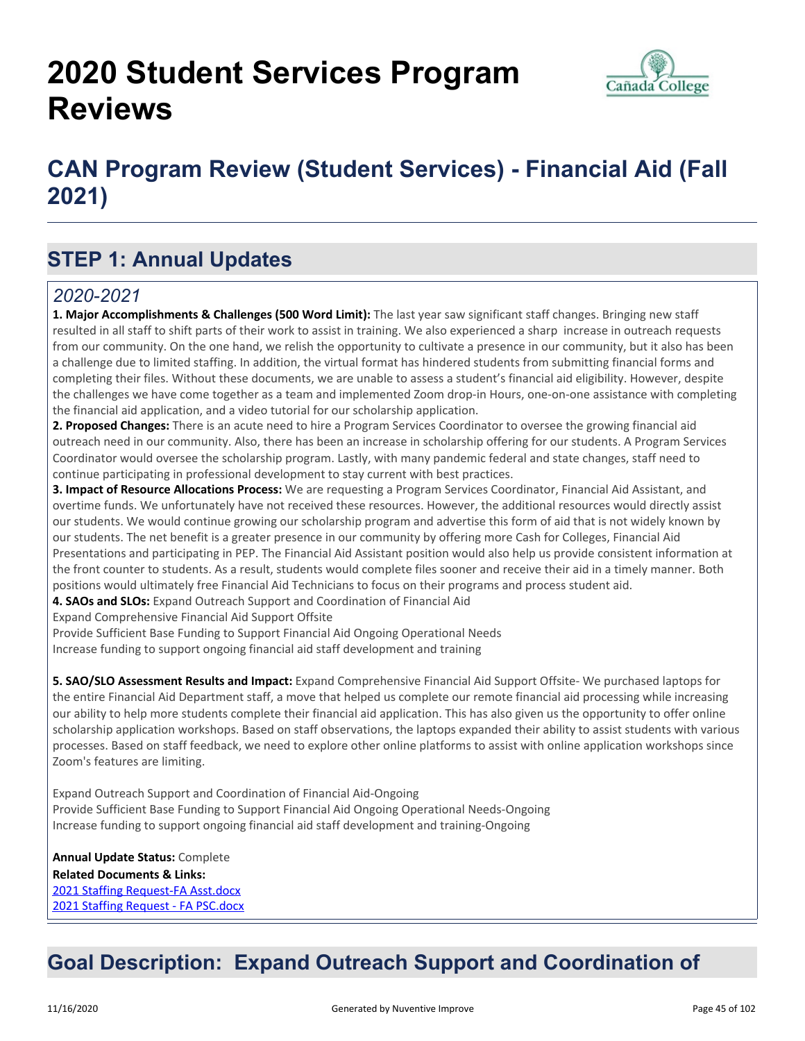# 2020 Student Services Program Reviews

## CAN Program Review (Student Services) - Financial Aid (Fall 2021)

## STEP 1: Annual Updates

### *2020-2021*

**1. Major Accomplishments & Challenges (500 Word Limit):** The last year saw significant staff changes. Bringing new staff resulted in all staff to shift parts of their work to assist in training. We also experienced a sharp increase in outreach requests from our community. On the one hand, we relish the opportunity to cultivate a presence in our community, but it also has been a challenge due to limited staffing. In addition, the virtual format has hindered students from submitting financial forms and completing their files. Without these documents, we are unable to assess a student's financial aid eligibility. However, despite the challenges we have come together as a team and implemented Zoom drop-in Hours, one-on-one assistance with completing the financial aid application, and a video tutorial for our scholarship application.

**2. Proposed Changes:** There is an acute need to hire a Program Services Coordinator to oversee the growing financial aid outreach need in our community. Also, there has been an increase in scholarship offering for our students. A Program Services Coordinator would oversee the scholarship program. Lastly, with many pandemic federal and state changes, staff need to continue participating in professional development to stay current with best practices.

**3. Impact of Resource Allocations Process:** We are requesting a Program Services Coordinator, Financial Aid Assistant, and overtime funds. We unfortunately have not received these resources. However, the additional resources would directly assist our students. We would continue growing our scholarship program and advertise this form of aid that is not widely known by our students. The net benefit is a greater presence in our community by offering more Cash for Colleges, Financial Aid Presentations and participating in PEP. The Financial Aid Assistant position would also help us provide consistent information at the front counter to students. As a result, students would complete files sooner and receive their aid in a timely manner. Both positions would ultimately free Financial Aid Technicians to focus on their programs and process student aid.

**4. SAOs and SLOs:** Expand Outreach Support and Coordination of Financial Aid
Expand Comprehensive Financial Aid Support Offsite
Provide Sufficient Base Funding to Support Financial Aid Ongoing Operational Needs
Increase funding to support ongoing financial aid staff development and training

**5. SAO/SLO Assessment Results and Impact:** Expand Comprehensive Financial Aid Support Offsite- We purchased laptops for the entire Financial Aid Department staff, a move that helped us complete our remote financial aid processing while increasing our ability to help more students complete their financial aid application. This has also given us the opportunity to offer online scholarship application workshops. Based on staff observations, the laptops expanded their ability to assist students with various processes. Based on staff feedback, we need to explore other online platforms to assist with online application workshops since Zoom's features are limiting.

Expand Outreach Support and Coordination of Financial Aid-Ongoing
Provide Sufficient Base Funding to Support Financial Aid Ongoing Operational Needs-Ongoing
Increase funding to support ongoing financial aid staff development and training-Ongoing

**Annual Update Status:** Complete
**Related Documents & Links:**
[2021 Staffing Request-FA Asst.docx]
[2021 Staffing Request - FA PSC.docx]

## Goal Description: Expand Outreach Support and Coordination of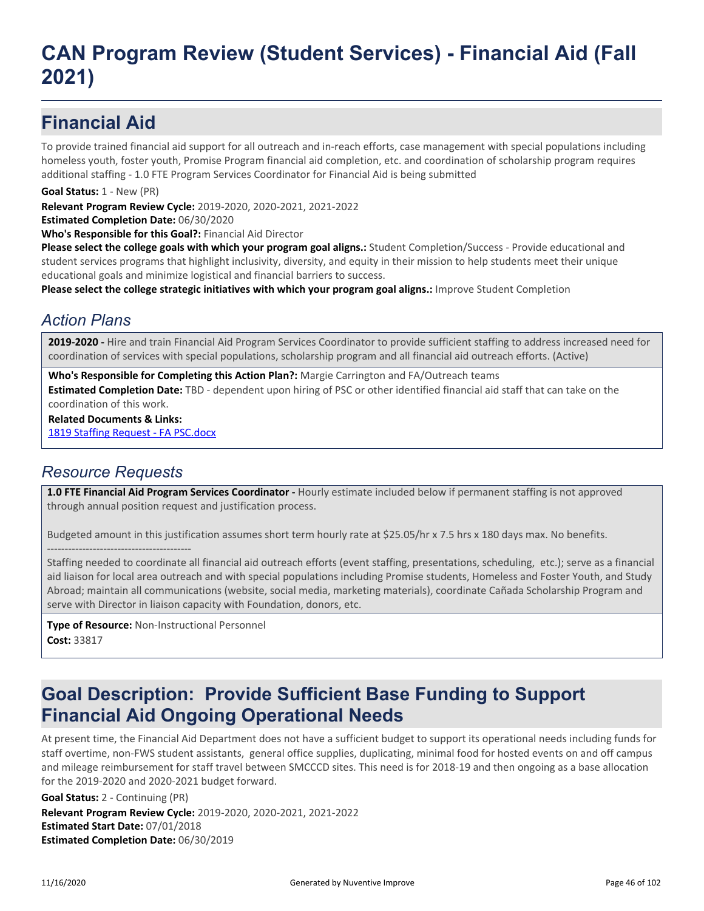# CAN Program Review (Student Services) - Financial Aid (Fall 2021)

## Financial Aid

To provide trained financial aid support for all outreach and in-reach efforts, case management with special populations including homeless youth, foster youth, Promise Program financial aid completion, etc. and coordination of scholarship program requires additional staffing - 1.0 FTE Program Services Coordinator for Financial Aid is being submitted

**Goal Status:** 1 - New (PR)

**Relevant Program Review Cycle:** 2019-2020, 2020-2021, 2021-2022

**Estimated Completion Date:** 06/30/2020

**Who's Responsible for this Goal?:** Financial Aid Director

**Please select the college goals with which your program goal aligns.:** Student Completion/Success - Provide educational and student services programs that highlight inclusivity, diversity, and equity in their mission to help students meet their unique educational goals and minimize logistical and financial barriers to success.

**Please select the college strategic initiatives with which your program goal aligns.:** Improve Student Completion

### *Action Plans*

**2019-2020 -** Hire and train Financial Aid Program Services Coordinator to provide sufficient staffing to address increased need for coordination of services with special populations, scholarship program and all financial aid outreach efforts. (Active)

**Who's Responsible for Completing this Action Plan?:** Margie Carrington and FA/Outreach teams

**Estimated Completion Date:** TBD - dependent upon hiring of PSC or other identified financial aid staff that can take on the coordination of this work.

**Related Documents & Links:**

1819 Staffing Request - FA PSC.docx

### *Resource Requests*

**1.0 FTE Financial Aid Program Services Coordinator -** Hourly estimate included below if permanent staffing is not approved through annual position request and justification process.

Budgeted amount in this justification assumes short term hourly rate at $25.05/hr x 7.5 hrs x 180 days max. No benefits.

----------------------------------------

Staffing needed to coordinate all financial aid outreach efforts (event staffing, presentations, scheduling, etc.); serve as a financial aid liaison for local area outreach and with special populations including Promise students, Homeless and Foster Youth, and Study Abroad; maintain all communications (website, social media, marketing materials), coordinate Cañada Scholarship Program and serve with Director in liaison capacity with Foundation, donors, etc.

**Type of Resource:** Non-Instructional Personnel

**Cost:** 33817

## Goal Description: Provide Sufficient Base Funding to Support Financial Aid Ongoing Operational Needs

At present time, the Financial Aid Department does not have a sufficient budget to support its operational needs including funds for staff overtime, non-FWS student assistants, general office supplies, duplicating, minimal food for hosted events on and off campus and mileage reimbursement for staff travel between SMCCCD sites. This need is for 2018-19 and then ongoing as a base allocation for the 2019-2020 and 2020-2021 budget forward.

**Goal Status:** 2 - Continuing (PR)

**Relevant Program Review Cycle:** 2019-2020, 2020-2021, 2021-2022

**Estimated Start Date:** 07/01/2018

**Estimated Completion Date:** 06/30/2019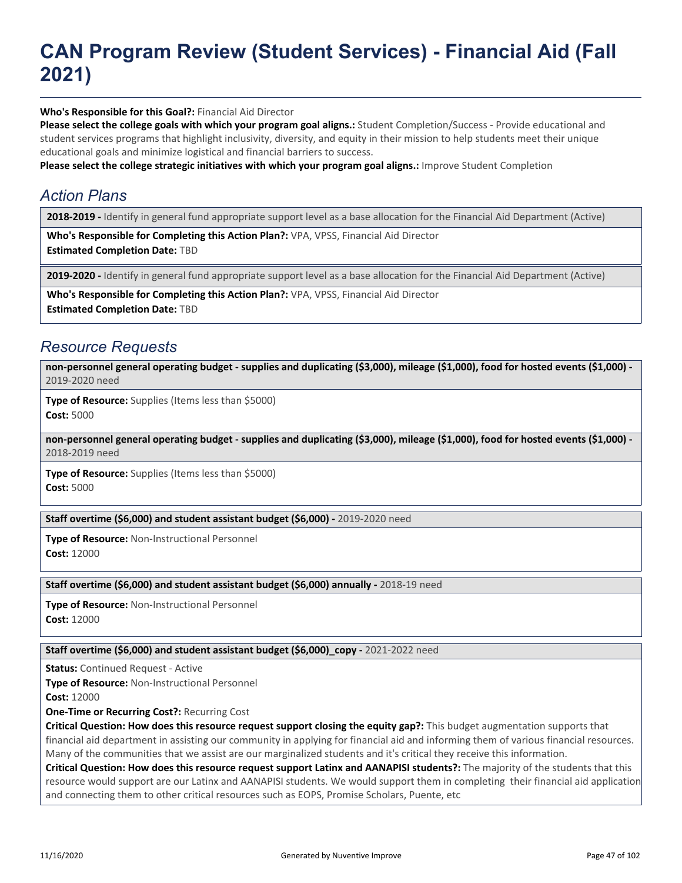# CAN Program Review (Student Services) - Financial Aid (Fall 2021)

**Who's Responsible for this Goal?:** Financial Aid Director

**Please select the college goals with which your program goal aligns.:** Student Completion/Success - Provide educational and student services programs that highlight inclusivity, diversity, and equity in their mission to help students meet their unique educational goals and minimize logistical and financial barriers to success.

**Please select the college strategic initiatives with which your program goal aligns.:** Improve Student Completion

## *Action Plans*

**2018-2019 -** Identify in general fund appropriate support level as a base allocation for the Financial Aid Department (Active)

**Who's Responsible for Completing this Action Plan?:** VPA, VPSS, Financial Aid Director

**Estimated Completion Date:** TBD

**2019-2020 -** Identify in general fund appropriate support level as a base allocation for the Financial Aid Department (Active)

**Who's Responsible for Completing this Action Plan?:** VPA, VPSS, Financial Aid Director

**Estimated Completion Date:** TBD

## *Resource Requests*

**non-personnel general operating budget - supplies and duplicating ($3,000), mileage ($1,000), food for hosted events ($1,000) -** 2019-2020 need

**Type of Resource:** Supplies (Items less than $5000)

**Cost:** 5000

**non-personnel general operating budget - supplies and duplicating ($3,000), mileage ($1,000), food for hosted events ($1,000) -** 2018-2019 need

**Type of Resource:** Supplies (Items less than $5000)

**Cost:** 5000

**Staff overtime ($6,000) and student assistant budget ($6,000) -** 2019-2020 need

**Type of Resource:** Non-Instructional Personnel

**Cost:** 12000

**Staff overtime ($6,000) and student assistant budget ($6,000) annually -** 2018-19 need

**Type of Resource:** Non-Instructional Personnel

**Cost:** 12000

**Staff overtime ($6,000) and student assistant budget ($6,000)_copy -** 2021-2022 need

**Status:** Continued Request - Active

**Type of Resource:** Non-Instructional Personnel

**Cost:** 12000

**One-Time or Recurring Cost?:** Recurring Cost

**Critical Question: How does this resource request support closing the equity gap?:** This budget augmentation supports that financial aid department in assisting our community in applying for financial aid and informing them of various financial resources. Many of the communities that we assist are our marginalized students and it's critical they receive this information.

**Critical Question: How does this resource request support Latinx and AANAPISI students?:** The majority of the students that this resource would support are our Latinx and AANAPISI students. We would support them in completing their financial aid application and connecting them to other critical resources such as EOPS, Promise Scholars, Puente, etc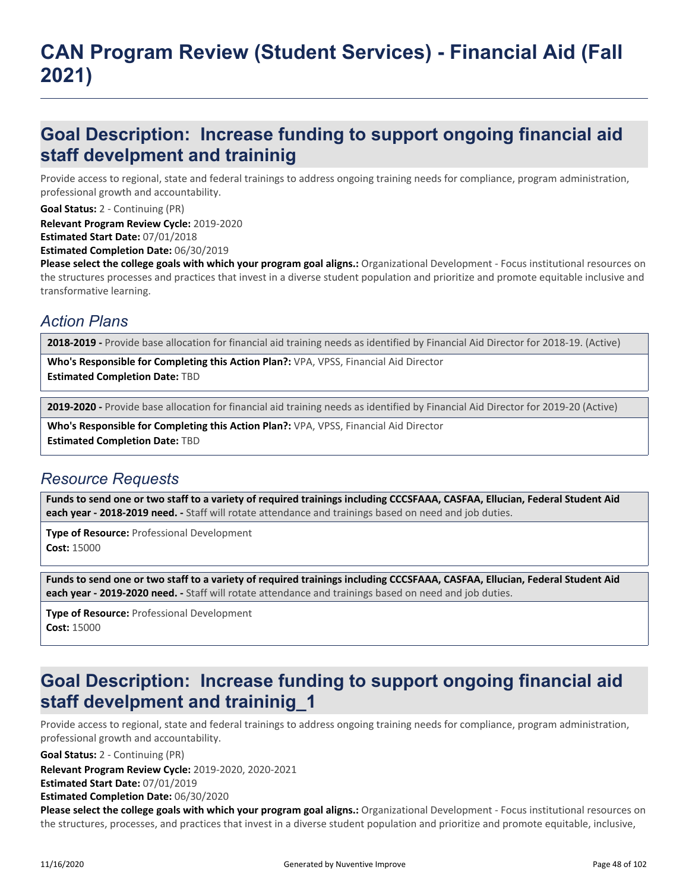# CAN Program Review (Student Services) - Financial Aid (Fall 2021)

## Goal Description: Increase funding to support ongoing financial aid staff develpment and traininig

Provide access to regional, state and federal trainings to address ongoing training needs for compliance, program administration, professional growth and accountability.

**Goal Status:** 2 - Continuing (PR)
**Relevant Program Review Cycle:** 2019-2020
**Estimated Start Date:** 07/01/2018
**Estimated Completion Date:** 06/30/2019
**Please select the college goals with which your program goal aligns.:** Organizational Development - Focus institutional resources on the structures processes and practices that invest in a diverse student population and prioritize and promote equitable inclusive and transformative learning.

### *Action Plans*

**2018-2019 -** Provide base allocation for financial aid training needs as identified by Financial Aid Director for 2018-19. (Active)

**Who's Responsible for Completing this Action Plan?:** VPA, VPSS, Financial Aid Director
**Estimated Completion Date:** TBD

**2019-2020 -** Provide base allocation for financial aid training needs as identified by Financial Aid Director for 2019-20 (Active)

**Who's Responsible for Completing this Action Plan?:** VPA, VPSS, Financial Aid Director
**Estimated Completion Date:** TBD

### *Resource Requests*

**Funds to send one or two staff to a variety of required trainings including CCCSFAAA, CASFAA, Ellucian, Federal Student Aid each year - 2018-2019 need. -** Staff will rotate attendance and trainings based on need and job duties.

**Type of Resource:** Professional Development
**Cost:** 15000

**Funds to send one or two staff to a variety of required trainings including CCCSFAAA, CASFAA, Ellucian, Federal Student Aid each year - 2019-2020 need. -** Staff will rotate attendance and trainings based on need and job duties.

**Type of Resource:** Professional Development
**Cost:** 15000

## Goal Description: Increase funding to support ongoing financial aid staff develpment and traininig_1

Provide access to regional, state and federal trainings to address ongoing training needs for compliance, program administration, professional growth and accountability.

**Goal Status:** 2 - Continuing (PR)
**Relevant Program Review Cycle:** 2019-2020, 2020-2021
**Estimated Start Date:** 07/01/2019
**Estimated Completion Date:** 06/30/2020
**Please select the college goals with which your program goal aligns.:** Organizational Development - Focus institutional resources on the structures, processes, and practices that invest in a diverse student population and prioritize and promote equitable, inclusive,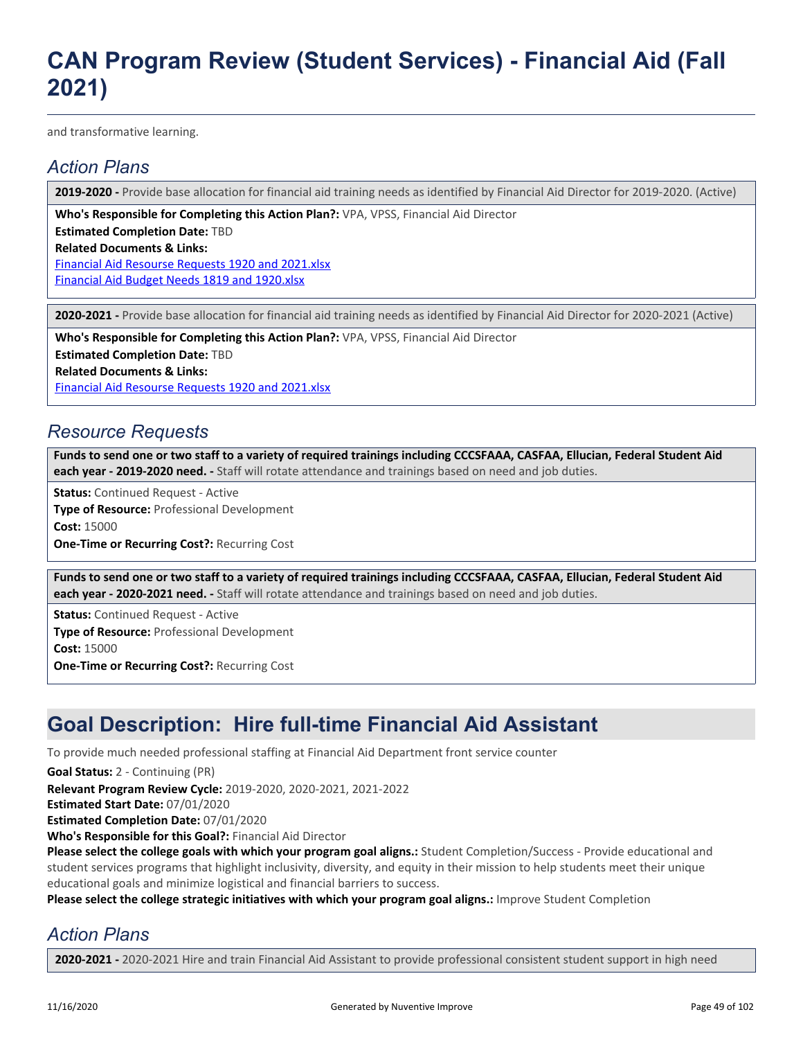and transformative learning.

## *Action Plans*

**2019-2020 -** Provide base allocation for financial aid training needs as identified by Financial Aid Director for 2019-2020. (Active)

**Who's Responsible for Completing this Action Plan?:** VPA, VPSS, Financial Aid Director
**Estimated Completion Date:** TBD
**Related Documents & Links:**
Financial Aid Resourse Requests 1920 and 2021.xlsx
Financial Aid Budget Needs 1819 and 1920.xlsx

**2020-2021 -** Provide base allocation for financial aid training needs as identified by Financial Aid Director for 2020-2021 (Active)

**Who's Responsible for Completing this Action Plan?:** VPA, VPSS, Financial Aid Director
**Estimated Completion Date:** TBD
**Related Documents & Links:**
Financial Aid Resourse Requests 1920 and 2021.xlsx

## *Resource Requests*

**Funds to send one or two staff to a variety of required trainings including CCCSFAAA, CASFAA, Ellucian, Federal Student Aid each year - 2019-2020 need. -** Staff will rotate attendance and trainings based on need and job duties.

**Status:** Continued Request - Active
**Type of Resource:** Professional Development
**Cost:** 15000
**One-Time or Recurring Cost?:** Recurring Cost

**Funds to send one or two staff to a variety of required trainings including CCCSFAAA, CASFAA, Ellucian, Federal Student Aid each year - 2020-2021 need. -** Staff will rotate attendance and trainings based on need and job duties.

**Status:** Continued Request - Active
**Type of Resource:** Professional Development
**Cost:** 15000
**One-Time or Recurring Cost?:** Recurring Cost

# Goal Description: Hire full-time Financial Aid Assistant

To provide much needed professional staffing at Financial Aid Department front service counter

**Goal Status:** 2 - Continuing (PR)
**Relevant Program Review Cycle:** 2019-2020, 2020-2021, 2021-2022
**Estimated Start Date:** 07/01/2020
**Estimated Completion Date:** 07/01/2020
**Who's Responsible for this Goal?:** Financial Aid Director
**Please select the college goals with which your program goal aligns.:** Student Completion/Success - Provide educational and student services programs that highlight inclusivity, diversity, and equity in their mission to help students meet their unique educational goals and minimize logistical and financial barriers to success.
**Please select the college strategic initiatives with which your program goal aligns.:** Improve Student Completion

## *Action Plans*

**2020-2021 -** 2020-2021 Hire and train Financial Aid Assistant to provide professional consistent student support in high need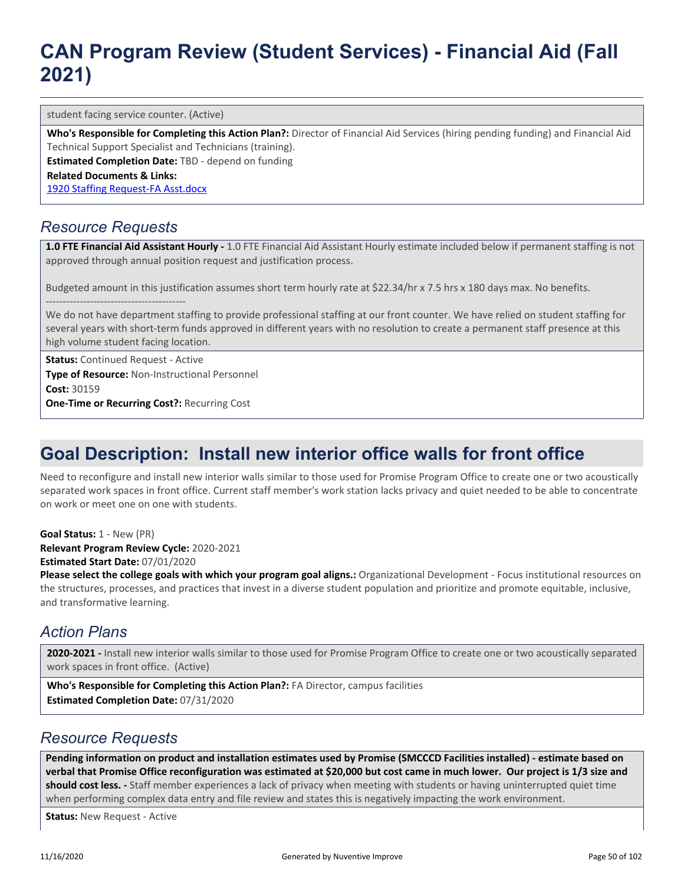student facing service counter. (Active)

**Who's Responsible for Completing this Action Plan?:** Director of Financial Aid Services (hiring pending funding) and Financial Aid Technical Support Specialist and Technicians (training).
**Estimated Completion Date:** TBD - depend on funding
**Related Documents & Links:**
[1920 Staffing Request-FA Asst.docx]

## *Resource Requests*

**1.0 FTE Financial Aid Assistant Hourly -** 1.0 FTE Financial Aid Assistant Hourly estimate included below if permanent staffing is not approved through annual position request and justification process.

Budgeted amount in this justification assumes short term hourly rate at $22.34/hr x 7.5 hrs x 180 days max. No benefits.
------------------------------------------
We do not have department staffing to provide professional staffing at our front counter. We have relied on student staffing for several years with short-term funds approved in different years with no resolution to create a permanent staff presence at this high volume student facing location.

**Status:** Continued Request - Active
**Type of Resource:** Non-Instructional Personnel
**Cost:** 30159
**One-Time or Recurring Cost?:** Recurring Cost

# Goal Description: Install new interior office walls for front office

Need to reconfigure and install new interior walls similar to those used for Promise Program Office to create one or two acoustically separated work spaces in front office. Current staff member's work station lacks privacy and quiet needed to be able to concentrate on work or meet one on one with students.

**Goal Status:** 1 - New (PR)
**Relevant Program Review Cycle:** 2020-2021
**Estimated Start Date:** 07/01/2020
**Please select the college goals with which your program goal aligns.:** Organizational Development - Focus institutional resources on the structures, processes, and practices that invest in a diverse student population and prioritize and promote equitable, inclusive, and transformative learning.

## *Action Plans*

**2020-2021 -** Install new interior walls similar to those used for Promise Program Office to create one or two acoustically separated work spaces in front office. (Active)

**Who's Responsible for Completing this Action Plan?:** FA Director, campus facilities
**Estimated Completion Date:** 07/31/2020

## *Resource Requests*

**Pending information on product and installation estimates used by Promise (SMCCCD Facilities installed) - estimate based on verbal that Promise Office reconfiguration was estimated at $20,000 but cost came in much lower. Our project is 1/3 size and should cost less. -** Staff member experiences a lack of privacy when meeting with students or having uninterrupted quiet time when performing complex data entry and file review and states this is negatively impacting the work environment.

**Status:** New Request - Active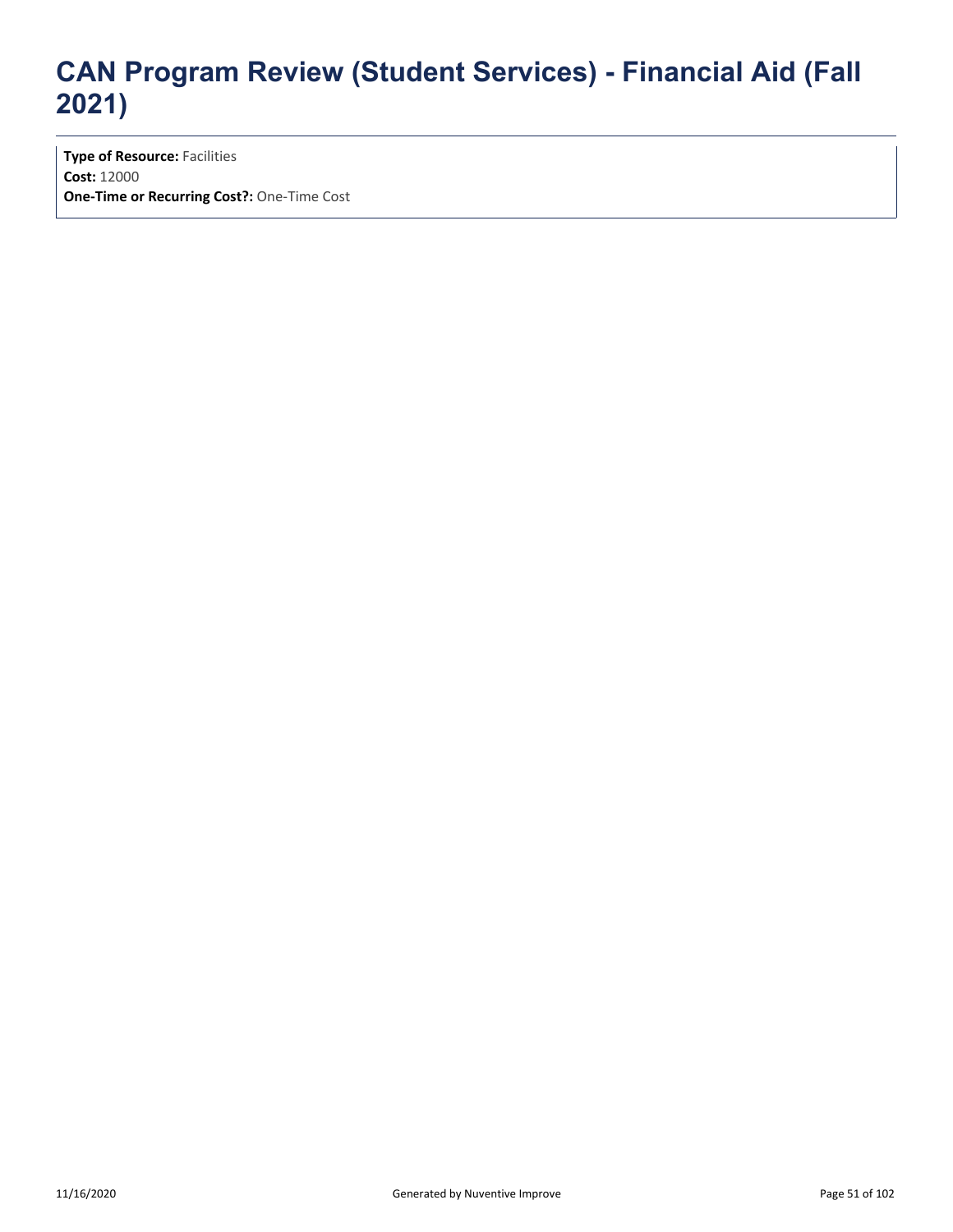# CAN Program Review (Student Services) - Financial Aid (Fall 2021)

**Type of Resource:** Facilities
**Cost:** 12000
**One-Time or Recurring Cost?:** One-Time Cost